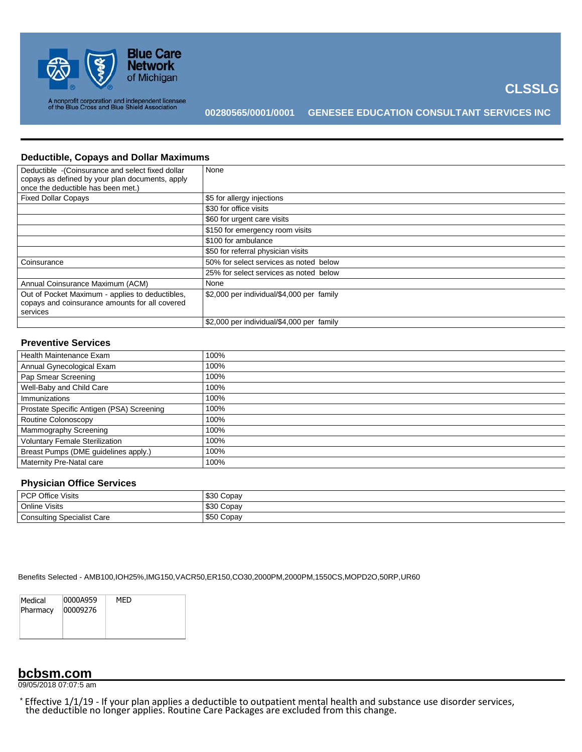Blue Care Network of Michigan

A nonprofit corporation and independent licensee of the Blue Cross and Blue Shield Association

**CLSSLG**

**00280565/0001/0001 GENESEE EDUCATION CONSULTANT SERVICES INC**

## Deductible, Copays and Dollar Maximums

| | |
|---|---|
| Deductible -(Coinsurance and select fixed dollar copays as defined by your plan documents, apply once the deductible has been met.) | None |
| Fixed Dollar Copays | $5 for allergy injections |
| | $30 for office visits |
| | $60 for urgent care visits |
| | $150 for emergency room visits |
| | $100 for ambulance |
| | $50 for referral physician visits |
| Coinsurance | 50% for select services as noted below |
| | 25% for select services as noted below |
| Annual Coinsurance Maximum (ACM) | None |
| Out of Pocket Maximum - applies to deductibles, copays and coinsurance amounts for all covered services | $2,000 per individual/$4,000 per family |
| | $2,000 per individual/$4,000 per family |

## Preventive Services

| | |
|---|---|
| Health Maintenance Exam | 100% |
| Annual Gynecological Exam | 100% |
| Pap Smear Screening | 100% |
| Well-Baby and Child Care | 100% |
| Immunizations | 100% |
| Prostate Specific Antigen (PSA) Screening | 100% |
| Routine Colonoscopy | 100% |
| Mammography Screening | 100% |
| Voluntary Female Sterilization | 100% |
| Breast Pumps (DME guidelines apply.) | 100% |
| Maternity Pre-Natal care | 100% |

## Physician Office Services

| | |
|---|---|
| PCP Office Visits | $30 Copay |
| Online Visits | $30 Copay |
| Consulting Specialist Care | $50 Copay |

Benefits Selected - AMB100,IOH25%,IMG150,VACR50,ER150,CO30,2000PM,2000PM,1550CS,MOPD2O,50RP,UR60

| | | |
|---|---|---|
| Medical | 0000A959 | MED |
| Pharmacy | 00009276 | |

**bcbsm.com**

09/05/2018 07:07:5 am

* Effective 1/1/19 - If your plan applies a deductible to outpatient mental health and substance use disorder services, the deductible no longer applies. Routine Care Packages are excluded from this change.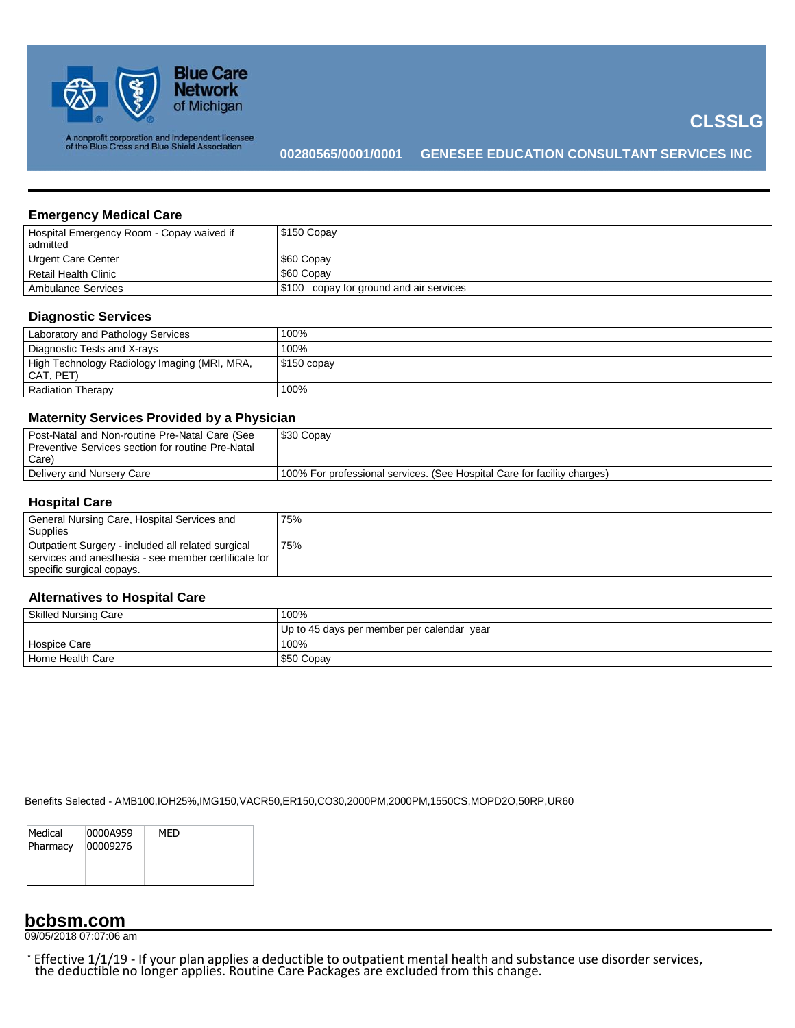Blue Care Network of Michigan

A nonprofit corporation and independent licensee of the Blue Cross and Blue Shield Association

**CLSSLG**

**00280565/0001/0001 GENESEE EDUCATION CONSULTANT SERVICES INC**

### Emergency Medical Care

| | |
|---|---|
| Hospital Emergency Room - Copay waived if admitted | $150 Copay |
| Urgent Care Center | $60 Copay |
| Retail Health Clinic | $60 Copay |
| Ambulance Services | $100 copay for ground and air services |

### Diagnostic Services

| | |
|---|---|
| Laboratory and Pathology Services | 100% |
| Diagnostic Tests and X-rays | 100% |
| High Technology Radiology Imaging (MRI, MRA, CAT, PET) | $150 copay |
| Radiation Therapy | 100% |

### Maternity Services Provided by a Physician

| | |
|---|---|
| Post-Natal and Non-routine Pre-Natal Care (See Preventive Services section for routine Pre-Natal Care) | $30 Copay |
| Delivery and Nursery Care | 100% For professional services. (See Hospital Care for facility charges) |

### Hospital Care

| | |
|---|---|
| General Nursing Care, Hospital Services and Supplies | 75% |
| Outpatient Surgery - included all related surgical services and anesthesia - see member certificate for specific surgical copays. | 75% |

### Alternatives to Hospital Care

| | |
|---|---|
| Skilled Nursing Care | 100% |
| | Up to 45 days per member per calendar year |
| Hospice Care | 100% |
| Home Health Care | $50 Copay |

Benefits Selected - AMB100,IOH25%,IMG150,VACR50,ER150,CO30,2000PM,2000PM,1550CS,MOPD2O,50RP,UR60

| | | |
|---|---|---|
| Medical | 0000A959 | MED |
| Pharmacy | 00009276 | |

**bcbsm.com**

09/05/2018 07:07:06 am

* Effective 1/1/19 - If your plan applies a deductible to outpatient mental health and substance use disorder services, the deductible no longer applies. Routine Care Packages are excluded from this change.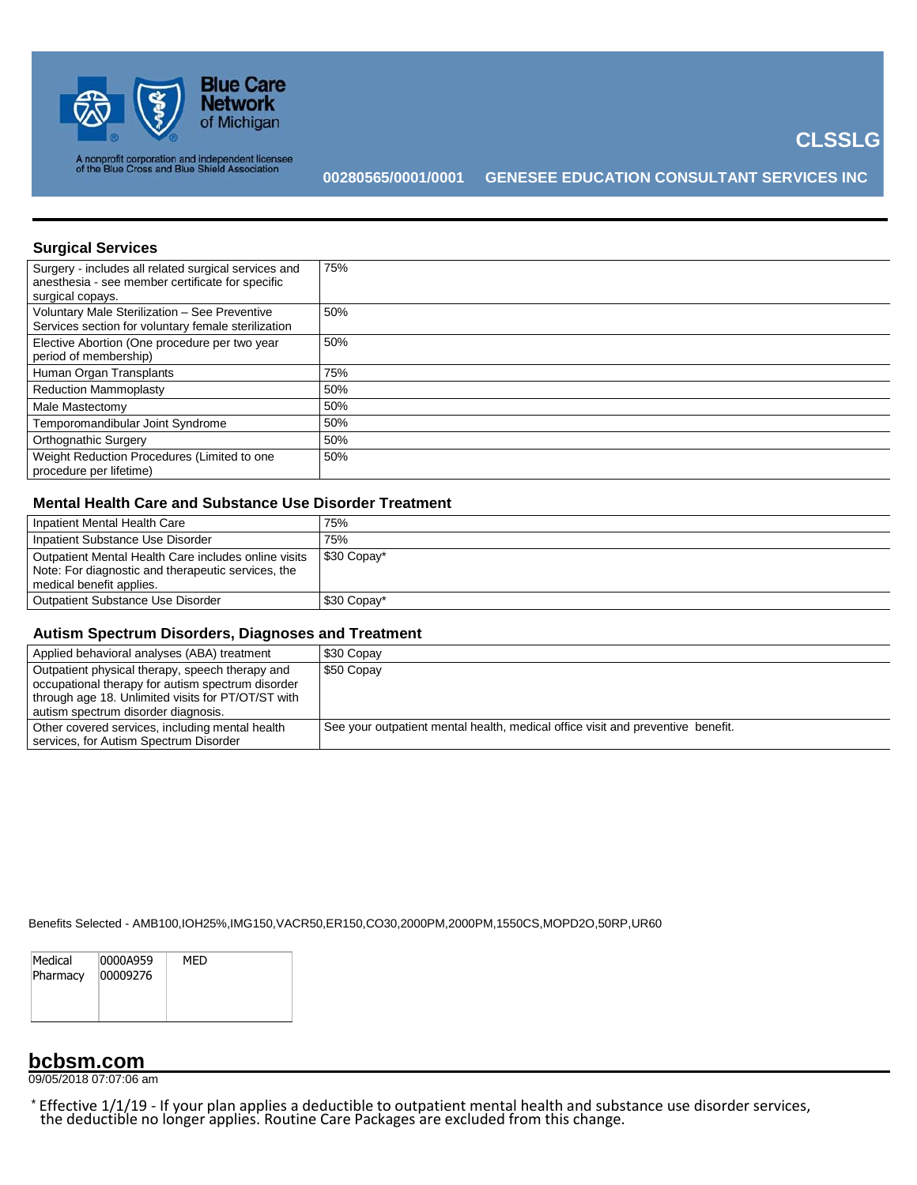## Surgical Services

| | |
|---|---|
| Surgery - includes all related surgical services and anesthesia - see member certificate for specific surgical copays. | 75% |
| Voluntary Male Sterilization – See Preventive Services section for voluntary female sterilization | 50% |
| Elective Abortion (One procedure per two year period of membership) | 50% |
| Human Organ Transplants | 75% |
| Reduction Mammoplasty | 50% |
| Male Mastectomy | 50% |
| Temporomandibular Joint Syndrome | 50% |
| Orthognathic Surgery | 50% |
| Weight Reduction Procedures (Limited to one procedure per lifetime) | 50% |

## Mental Health Care and Substance Use Disorder Treatment

| | |
|---|---|
| Inpatient Mental Health Care | 75% |
| Inpatient Substance Use Disorder | 75% |
| Outpatient Mental Health Care includes online visits Note: For diagnostic and therapeutic services, the medical benefit applies. | $30 Copay* |
| Outpatient Substance Use Disorder | $30 Copay* |

## Autism Spectrum Disorders, Diagnoses and Treatment

| | |
|---|---|
| Applied behavioral analyses (ABA) treatment | $30 Copay |
| Outpatient physical therapy, speech therapy and occupational therapy for autism spectrum disorder through age 18. Unlimited visits for PT/OT/ST with autism spectrum disorder diagnosis. | $50 Copay |
| Other covered services, including mental health services, for Autism Spectrum Disorder | See your outpatient mental health, medical office visit and preventive benefit. |

Benefits Selected - AMB100,IOH25%,IMG150,VACR50,ER150,CO30,2000PM,2000PM,1550CS,MOPD2O,50RP,UR60

| | | |
|---|---|---|
| Medical | 0000A959 | MED |
| Pharmacy | 00009276 | |

**bcbsm.com**

09/05/2018 07:07:06 am

* Effective 1/1/19 - If your plan applies a deductible to outpatient mental health and substance use disorder services, the deductible no longer applies. Routine Care Packages are excluded from this change.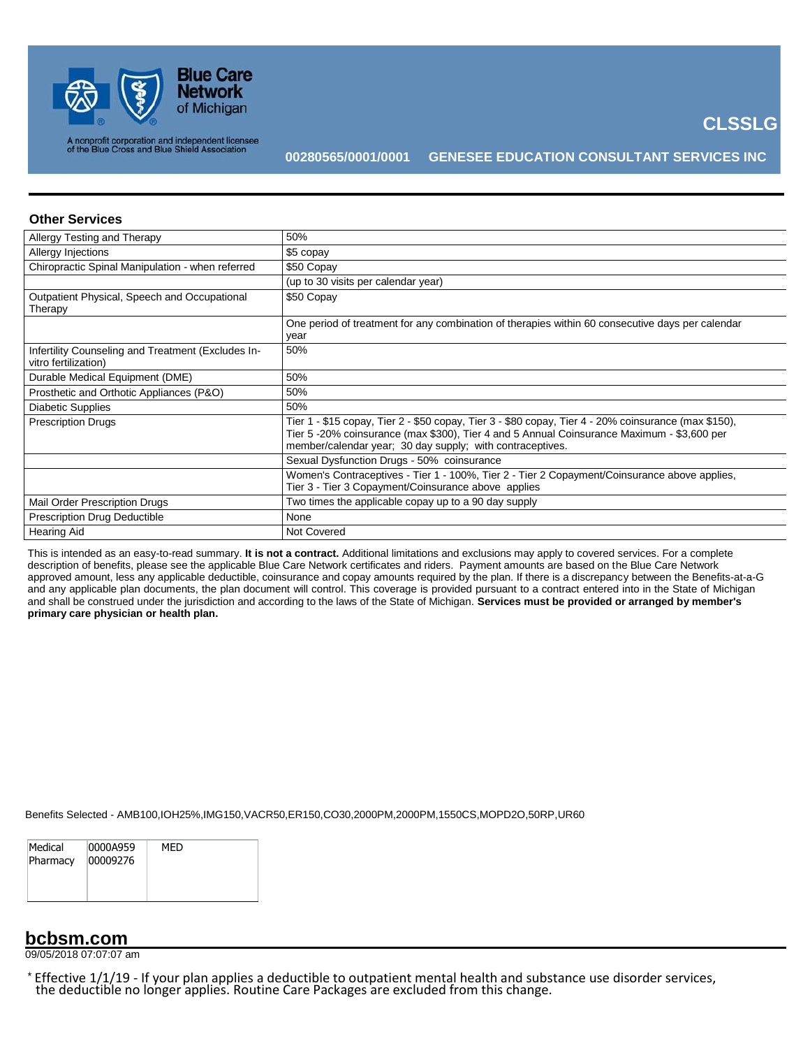Blue Care Network of Michigan

A nonprofit corporation and independent licensee of the Blue Cross and Blue Shield Association

**CLSSLG**

**00280565/0001/0001 GENESEE EDUCATION CONSULTANT SERVICES INC**

### Other Services

| | |
|---|---|
| Allergy Testing and Therapy | 50% |
| Allergy Injections | $5 copay |
| Chiropractic Spinal Manipulation - when referred | $50 Copay |
| | (up to 30 visits per calendar year) |
| Outpatient Physical, Speech and Occupational Therapy | $50 Copay |
| | One period of treatment for any combination of therapies within 60 consecutive days per calendar year |
| Infertility Counseling and Treatment (Excludes In-vitro fertilization) | 50% |
| Durable Medical Equipment (DME) | 50% |
| Prosthetic and Orthotic Appliances (P&O) | 50% |
| Diabetic Supplies | 50% |
| Prescription Drugs | Tier 1 - $15 copay, Tier 2 - $50 copay, Tier 3 - $80 copay, Tier 4 - 20% coinsurance (max $150), Tier 5 -20% coinsurance (max $300), Tier 4 and 5 Annual Coinsurance Maximum - $3,600 per member/calendar year; 30 day supply; with contraceptives. |
| | Sexual Dysfunction Drugs - 50% coinsurance |
| | Women's Contraceptives - Tier 1 - 100%, Tier 2 - Tier 2 Copayment/Coinsurance above applies, Tier 3 - Tier 3 Copayment/Coinsurance above applies |
| Mail Order Prescription Drugs | Two times the applicable copay up to a 90 day supply |
| Prescription Drug Deductible | None |
| Hearing Aid | Not Covered |

This is intended as an easy-to-read summary. **It is not a contract.** Additional limitations and exclusions may apply to covered services. For a complete description of benefits, please see the applicable Blue Care Network certificates and riders. Payment amounts are based on the Blue Care Network approved amount, less any applicable deductible, coinsurance and copay amounts required by the plan. If there is a discrepancy between the Benefits-at-a-G and any applicable plan documents, the plan document will control. This coverage is provided pursuant to a contract entered into in the State of Michigan and shall be construed under the jurisdiction and according to the laws of the State of Michigan. **Services must be provided or arranged by member's primary care physician or health plan.**

Benefits Selected - AMB100,IOH25%,IMG150,VACR50,ER150,CO30,2000PM,2000PM,1550CS,MOPD2O,50RP,UR60

| | | |
|---|---|---|
| Medical | 0000A959 | MED |
| Pharmacy | 00009276 | |

**bcbsm.com**

09/05/2018 07:07:07 am

* Effective 1/1/19 - If your plan applies a deductible to outpatient mental health and substance use disorder services, the deductible no longer applies. Routine Care Packages are excluded from this change.